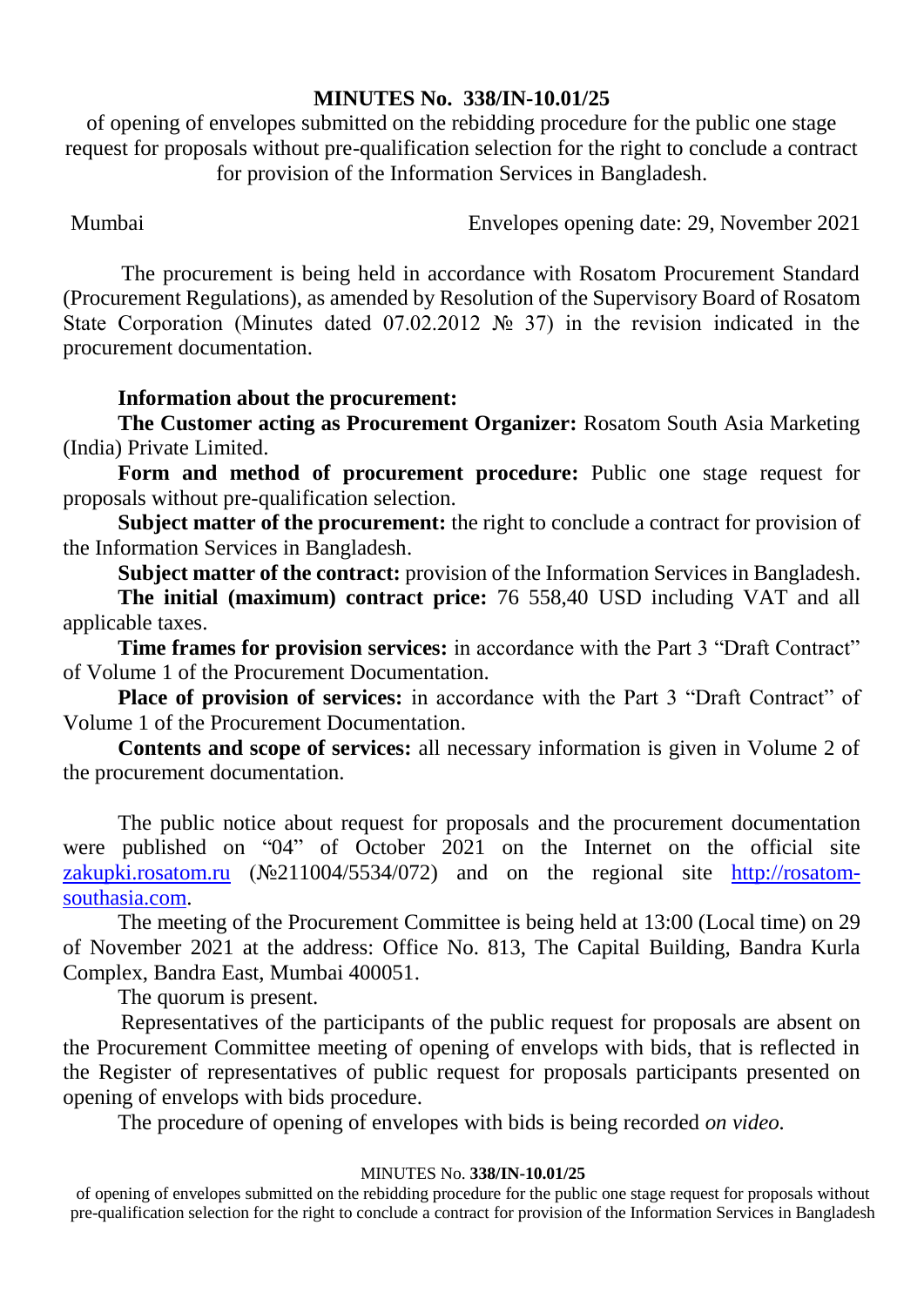# MINUTES No. 338/IN-10.01/25

of opening of envelopes submitted on the rebidding procedure for the public one stage request for proposals without pre-qualification selection for the right to conclude a contract for provision of the Information Services in Bangladesh.

Mumbai Envelopes opening date: 29, November 2021

The procurement is being held in accordance with Rosatom Procurement Standard (Procurement Regulations), as amended by Resolution of the Supervisory Board of Rosatom State Corporation (Minutes dated 07.02.2012 № 37) in the revision indicated in the procurement documentation.

**Information about the procurement:**

**The Customer acting as Procurement Organizer:** Rosatom South Asia Marketing (India) Private Limited.

**Form and method of procurement procedure:** Public one stage request for proposals without pre-qualification selection.

**Subject matter of the procurement:** the right to conclude a contract for provision of the Information Services in Bangladesh.

**Subject matter of the contract:** provision of the Information Services in Bangladesh.

**The initial (maximum) contract price:** 76 558,40 USD including VAT and all applicable taxes.

**Time frames for provision services:** in accordance with the Part 3 "Draft Contract" of Volume 1 of the Procurement Documentation.

**Place of provision of services:** in accordance with the Part 3 "Draft Contract" of Volume 1 of the Procurement Documentation.

**Contents and scope of services:** all necessary information is given in Volume 2 of the procurement documentation.

The public notice about request for proposals and the procurement documentation were published on "04" of October 2021 on the Internet on the official site zakupki.rosatom.ru (№211004/5534/072) and on the regional site http://rosatom-southasia.com.

The meeting of the Procurement Committee is being held at 13:00 (Local time) on 29 of November 2021 at the address: Office No. 813, The Capital Building, Bandra Kurla Complex, Bandra East, Mumbai 400051.

The quorum is present.

Representatives of the participants of the public request for proposals are absent on the Procurement Committee meeting of opening of envelops with bids, that is reflected in the Register of representatives of public request for proposals participants presented on opening of envelops with bids procedure.

The procedure of opening of envelopes with bids is being recorded *on video.*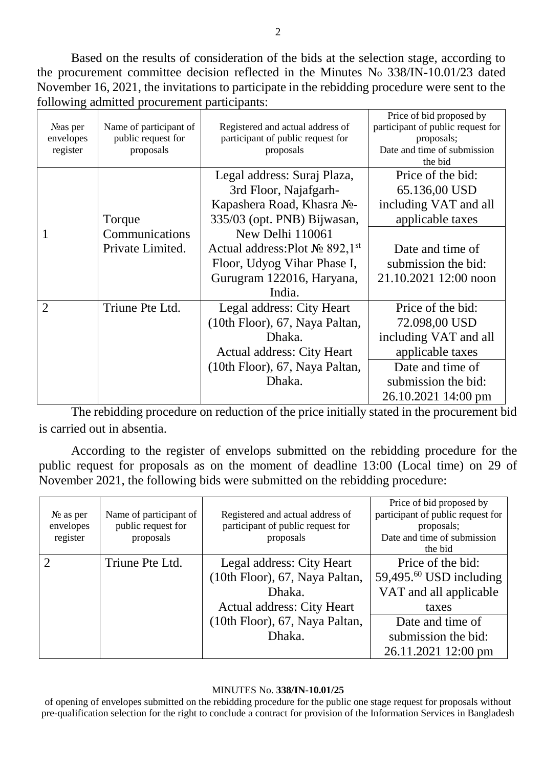Based on the results of consideration of the bids at the selection stage, according to the procurement committee decision reflected in the Minutes No 338/IN-10.01/23 dated November 16, 2021, the invitations to participate in the rebidding procedure were sent to the following admitted procurement participants:

| №as per envelopes register | Name of participant of public request for proposals | Registered and actual address of participant of public request for proposals | Price of bid proposed by participant of public request for proposals; Date and time of submission the bid |
|---|---|---|---|
| 1 | Torque Communications Private Limited. | Legal address: Suraj Plaza, 3rd Floor, Najafgarh-Kapashera Road, Khasra №-335/03 (opt. PNB) Bijwasan, New Delhi 110061 Actual address:Plot № 892,1st Floor, Udyog Vihar Phase I, Gurugram 122016, Haryana, India. | Price of the bid: 65.136,00 USD including VAT and all applicable taxes<br>Date and time of submission the bid: 21.10.2021 12:00 noon |
| 2 | Triune Pte Ltd. | Legal address: City Heart (10th Floor), 67, Naya Paltan, Dhaka. Actual address: City Heart (10th Floor), 67, Naya Paltan, Dhaka. | Price of the bid: 72.098,00 USD including VAT and all applicable taxes<br>Date and time of submission the bid: 26.10.2021 14:00 pm |

The rebidding procedure on reduction of the price initially stated in the procurement bid is carried out in absentia.

According to the register of envelops submitted on the rebidding procedure for the public request for proposals as on the moment of deadline 13:00 (Local time) on 29 of November 2021, the following bids were submitted on the rebidding procedure:

| № as per envelopes register | Name of participant of public request for proposals | Registered and actual address of participant of public request for proposals | Price of bid proposed by participant of public request for proposals; Date and time of submission the bid |
|---|---|---|---|
| 2 | Triune Pte Ltd. | Legal address: City Heart (10th Floor), 67, Naya Paltan, Dhaka. Actual address: City Heart (10th Floor), 67, Naya Paltan, Dhaka. | Price of the bid: 59,495.60 USD including VAT and all applicable taxes<br>Date and time of submission the bid: 26.11.2021 12:00 pm |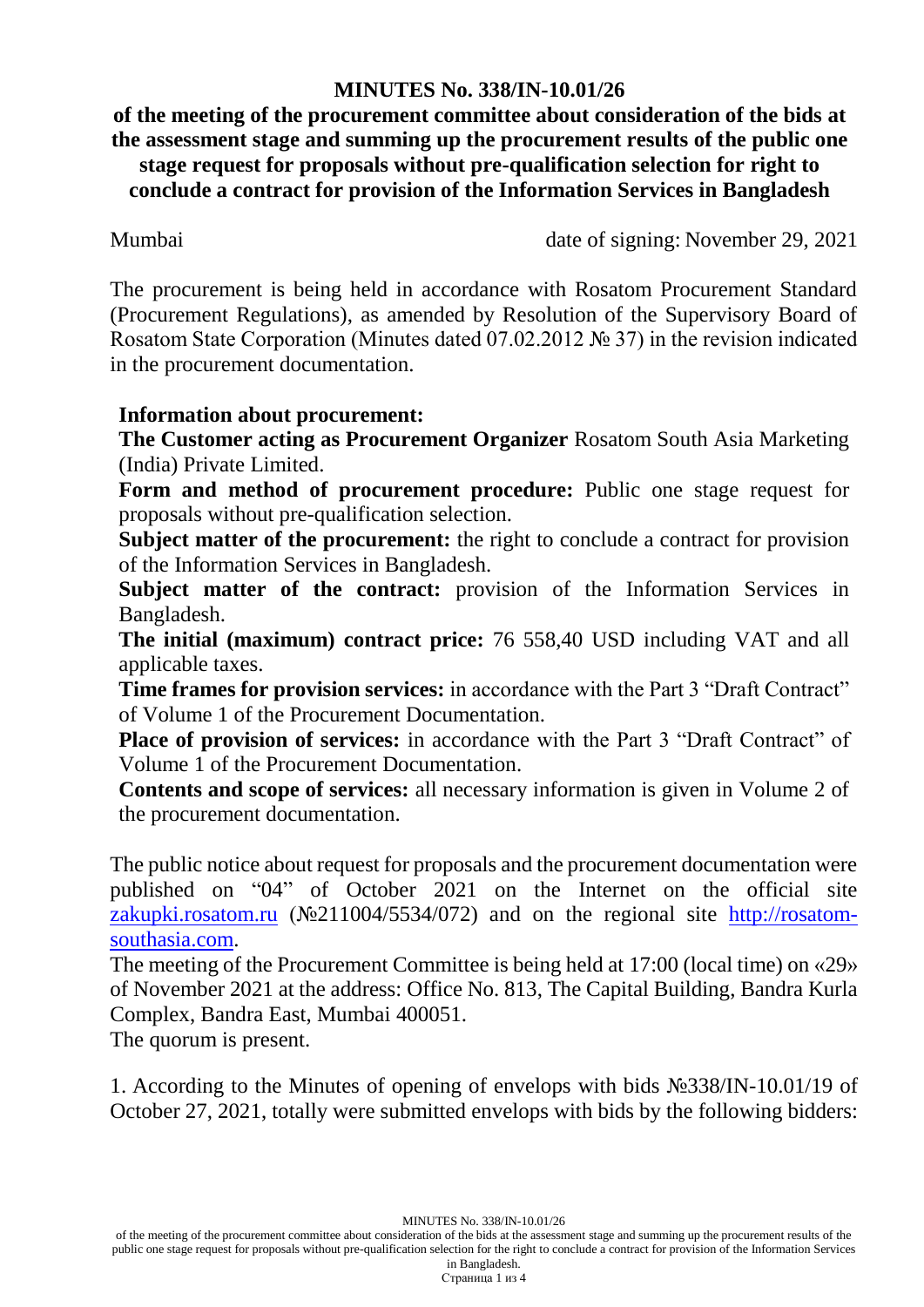**MINUTES No. 338/IN-10.01/26**

**of the meeting of the procurement committee about consideration of the bids at the assessment stage and summing up the procurement results of the public one stage request for proposals without pre-qualification selection for right to conclude a contract for provision of the Information Services in Bangladesh**

Mumbai date of signing: November 29, 2021

The procurement is being held in accordance with Rosatom Procurement Standard (Procurement Regulations), as amended by Resolution of the Supervisory Board of Rosatom State Corporation (Minutes dated 07.02.2012 № 37) in the revision indicated in the procurement documentation.

**Information about procurement:**

**The Customer acting as Procurement Organizer** Rosatom South Asia Marketing (India) Private Limited.

**Form and method of procurement procedure:** Public one stage request for proposals without pre-qualification selection.

**Subject matter of the procurement:** the right to conclude a contract for provision of the Information Services in Bangladesh.

**Subject matter of the contract:** provision of the Information Services in Bangladesh.

**The initial (maximum) contract price:** 76 558,40 USD including VAT and all applicable taxes.

**Time frames for provision services:** in accordance with the Part 3 "Draft Contract" of Volume 1 of the Procurement Documentation.

**Place of provision of services:** in accordance with the Part 3 "Draft Contract" of Volume 1 of the Procurement Documentation.

**Contents and scope of services:** all necessary information is given in Volume 2 of the procurement documentation.

The public notice about request for proposals and the procurement documentation were published on "04" of October 2021 on the Internet on the official site zakupki.rosatom.ru (№211004/5534/072) and on the regional site http://rosatom-southasia.com.

The meeting of the Procurement Committee is being held at 17:00 (local time) on «29» of November 2021 at the address: Office No. 813, The Capital Building, Bandra Kurla Complex, Bandra East, Mumbai 400051.

The quorum is present.

1. According to the Minutes of opening of envelops with bids №338/IN-10.01/19 of October 27, 2021, totally were submitted envelops with bids by the following bidders: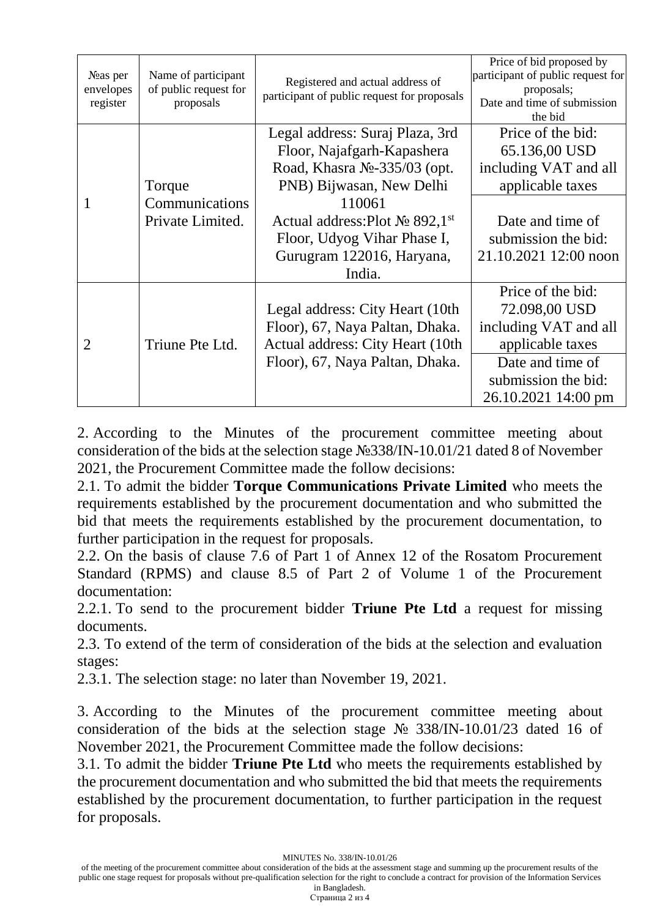| №as per envelopes register | Name of participant of public request for proposals | Registered and actual address of participant of public request for proposals | Price of bid proposed by participant of public request for proposals; Date and time of submission the bid |
|---|---|---|---|
| 1 | Torque Communications Private Limited. | Legal address: Suraj Plaza, 3rd Floor, Najafgarh-Kapashera Road, Khasra №-335/03 (opt. PNB) Bijwasan, New Delhi 110061 Actual address:Plot № 892,1st Floor, Udyog Vihar Phase I, Gurugram 122016, Haryana, India. | Price of the bid: 65.136,00 USD including VAT and all applicable taxes |
| | | | Date and time of submission the bid: 21.10.2021 12:00 noon |
| 2 | Triune Pte Ltd. | Legal address: City Heart (10th Floor), 67, Naya Paltan, Dhaka. Actual address: City Heart (10th Floor), 67, Naya Paltan, Dhaka. | Price of the bid: 72.098,00 USD including VAT and all applicable taxes |
| | | | Date and time of submission the bid: 26.10.2021 14:00 pm |

2. According to the Minutes of the procurement committee meeting about consideration of the bids at the selection stage №338/IN-10.01/21 dated 8 of November 2021, the Procurement Committee made the follow decisions:

2.1. To admit the bidder **Torque Communications Private Limited** who meets the requirements established by the procurement documentation and who submitted the bid that meets the requirements established by the procurement documentation, to further participation in the request for proposals.

2.2. On the basis of clause 7.6 of Part 1 of Annex 12 of the Rosatom Procurement Standard (RPMS) and clause 8.5 of Part 2 of Volume 1 of the Procurement documentation:

2.2.1. To send to the procurement bidder **Triune Pte Ltd** a request for missing documents.

2.3. To extend of the term of consideration of the bids at the selection and evaluation stages:

2.3.1. The selection stage: no later than November 19, 2021.

3. According to the Minutes of the procurement committee meeting about consideration of the bids at the selection stage № 338/IN-10.01/23 dated 16 of November 2021, the Procurement Committee made the follow decisions:

3.1. To admit the bidder **Triune Pte Ltd** who meets the requirements established by the procurement documentation and who submitted the bid that meets the requirements established by the procurement documentation, to further participation in the request for proposals.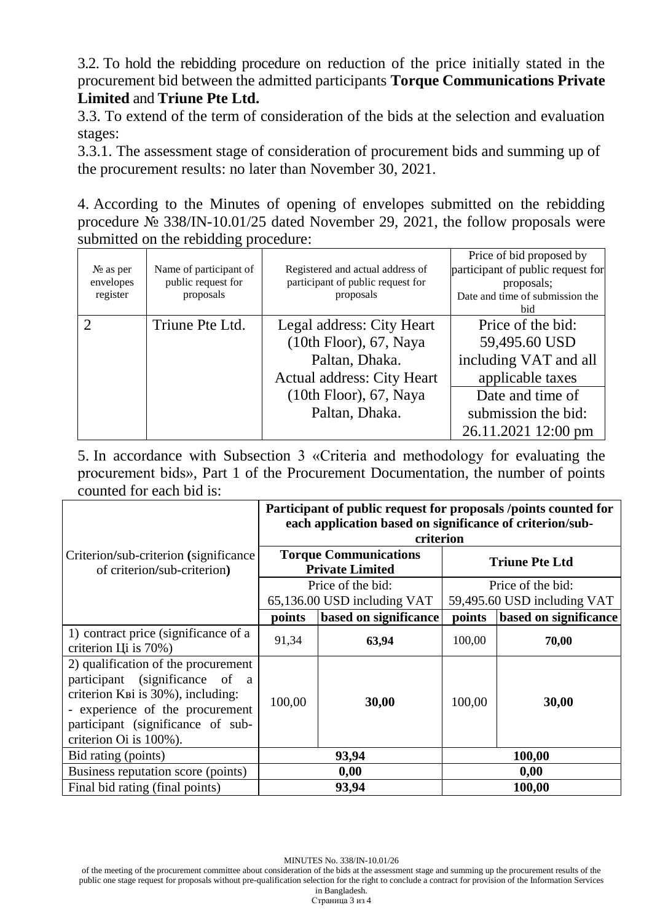3.2. To hold the rebidding procedure on reduction of the price initially stated in the procurement bid between the admitted participants **Torque Communications Private Limited** and **Triune Pte Ltd.**

3.3. To extend of the term of consideration of the bids at the selection and evaluation stages:

3.3.1. The assessment stage of consideration of procurement bids and summing up of the procurement results: no later than November 30, 2021.

4. According to the Minutes of opening of envelopes submitted on the rebidding procedure № 338/IN-10.01/25 dated November 29, 2021, the follow proposals were submitted on the rebidding procedure:

| № as per envelopes register | Name of participant of public request for proposals | Registered and actual address of participant of public request for proposals | Price of bid proposed by participant of public request for proposals; Date and time of submission the bid |
|---|---|---|---|
| 2 | Triune Pte Ltd. | Legal address: City Heart (10th Floor), 67, Naya Paltan, Dhaka. Actual address: City Heart (10th Floor), 67, Naya Paltan, Dhaka. | Price of the bid: 59,495.60 USD including VAT and all applicable taxes |
| | | | Date and time of submission the bid: 26.11.2021 12:00 pm |

5. In accordance with Subsection 3 «Criteria and methodology for evaluating the procurement bids», Part 1 of the Procurement Documentation, the number of points counted for each bid is:

| Criterion/sub-criterion (significance of criterion/sub-criterion) | Participant of public request for proposals /points counted for each application based on significance of criterion/sub-criterion | | | |
|---|---|---|---|---|
| | Torque Communications Private Limited | | Triune Pte Ltd | |
| | Price of the bid: 65,136.00 USD including VAT | | Price of the bid: 59,495.60 USD including VAT | |
| | **points** | **based on significance** | **points** | **based on significance** |
| 1) contract price (significance of a criterion Цi is 70%) | 91,34 | **63,94** | 100,00 | **70,00** |
| 2) qualification of the procurement participant (significance of a criterion Квi is 30%), including: - experience of the procurement participant (significance of sub-criterion Oi is 100%). | 100,00 | **30,00** | 100,00 | **30,00** |
| Bid rating (points) | **93,94** | | **100,00** | |
| Business reputation score (points) | **0,00** | | **0,00** | |
| Final bid rating (final points) | **93,94** | | **100,00** | |

MINUTES No. 338/IN-10.01/26

of the meeting of the procurement committee about consideration of the bids at the assessment stage and summing up the procurement results of the public one stage request for proposals without pre-qualification selection for the right to conclude a contract for provision of the Information Services in Bangladesh.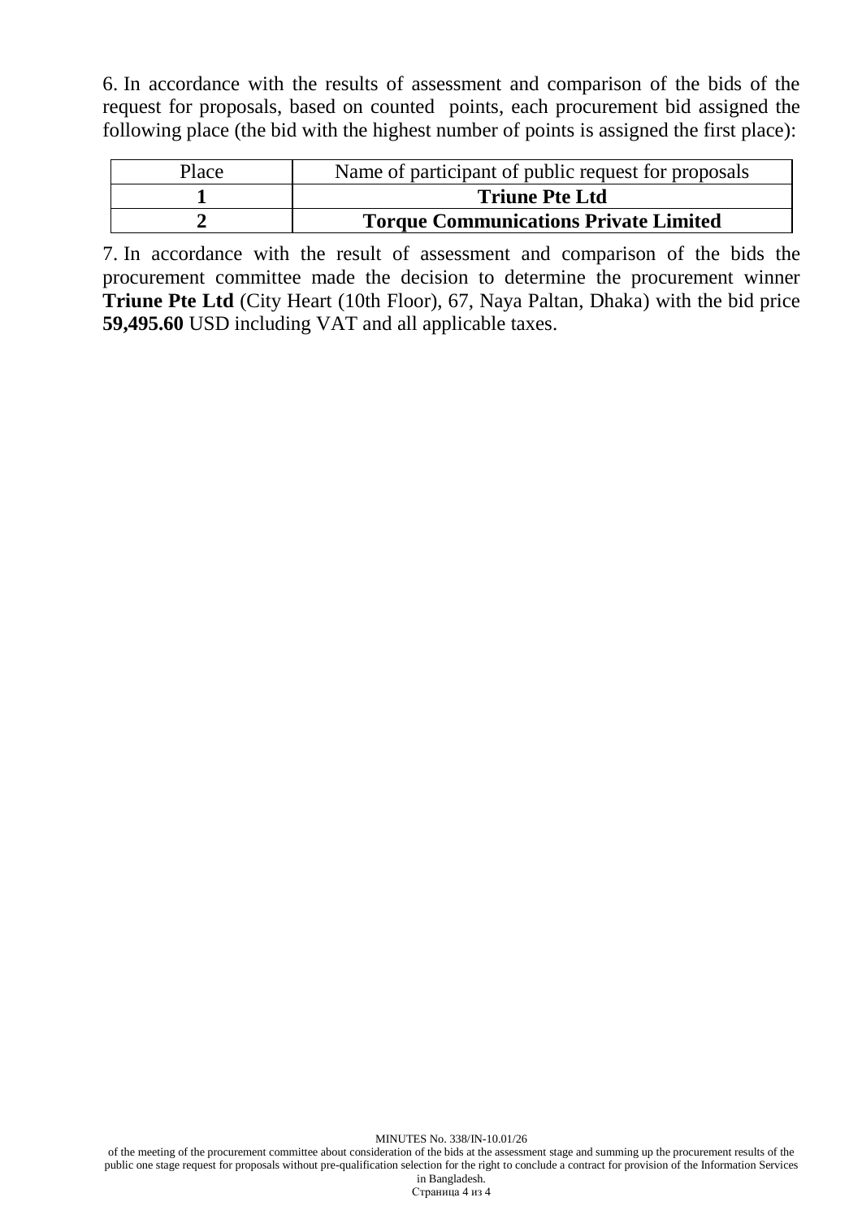6. In accordance with the results of assessment and comparison of the bids of the request for proposals, based on counted points, each procurement bid assigned the following place (the bid with the highest number of points is assigned the first place):

| Place | Name of participant of public request for proposals |
|---|---|
| **1** | **Triune Pte Ltd** |
| **2** | **Torque Communications Private Limited** |

7. In accordance with the result of assessment and comparison of the bids the procurement committee made the decision to determine the procurement winner **Triune Pte Ltd** (City Heart (10th Floor), 67, Naya Paltan, Dhaka) with the bid price **59,495.60** USD including VAT and all applicable taxes.